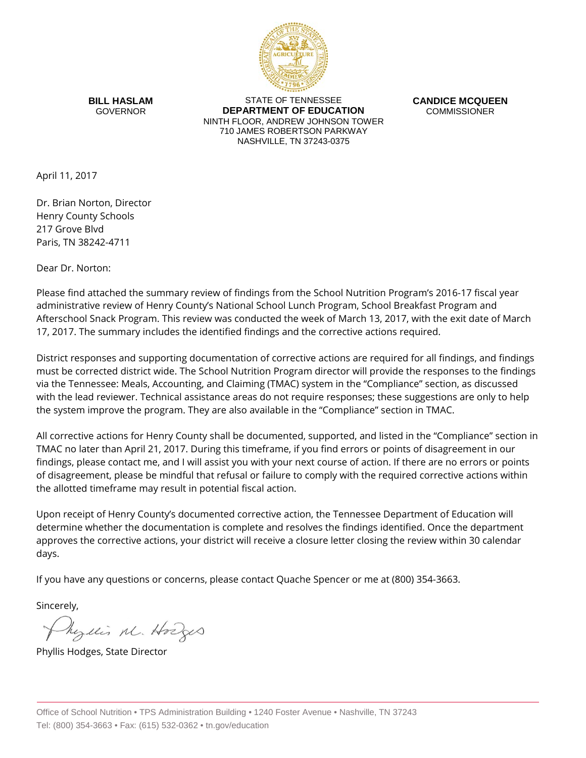**BILL HASLAM**
GOVERNOR

STATE OF TENNESSEE
**DEPARTMENT OF EDUCATION**
NINTH FLOOR, ANDREW JOHNSON TOWER
710 JAMES ROBERTSON PARKWAY
NASHVILLE, TN 37243-0375

**CANDICE MCQUEEN**
COMMISSIONER

April 11, 2017

Dr. Brian Norton, Director
Henry County Schools
217 Grove Blvd
Paris, TN 38242-4711

Dear Dr. Norton:

Please find attached the summary review of findings from the School Nutrition Program's 2016-17 fiscal year administrative review of Henry County's National School Lunch Program, School Breakfast Program and Afterschool Snack Program. This review was conducted the week of March 13, 2017, with the exit date of March 17, 2017. The summary includes the identified findings and the corrective actions required.

District responses and supporting documentation of corrective actions are required for all findings, and findings must be corrected district wide. The School Nutrition Program director will provide the responses to the findings via the Tennessee: Meals, Accounting, and Claiming (TMAC) system in the "Compliance" section, as discussed with the lead reviewer. Technical assistance areas do not require responses; these suggestions are only to help the system improve the program. They are also available in the "Compliance" section in TMAC.

All corrective actions for Henry County shall be documented, supported, and listed in the "Compliance" section in TMAC no later than April 21, 2017. During this timeframe, if you find errors or points of disagreement in our findings, please contact me, and I will assist you with your next course of action. If there are no errors or points of disagreement, please be mindful that refusal or failure to comply with the required corrective actions within the allotted timeframe may result in potential fiscal action.

Upon receipt of Henry County's documented corrective action, the Tennessee Department of Education will determine whether the documentation is complete and resolves the findings identified. Once the department approves the corrective actions, your district will receive a closure letter closing the review within 30 calendar days.

If you have any questions or concerns, please contact Quache Spencer or me at (800) 354-3663.

Sincerely,

Phyllis M. Hodges

Phyllis Hodges, State Director

Office of School Nutrition • TPS Administration Building • 1240 Foster Avenue • Nashville, TN 37243
Tel: (800) 354-3663 • Fax: (615) 532-0362 • tn.gov/education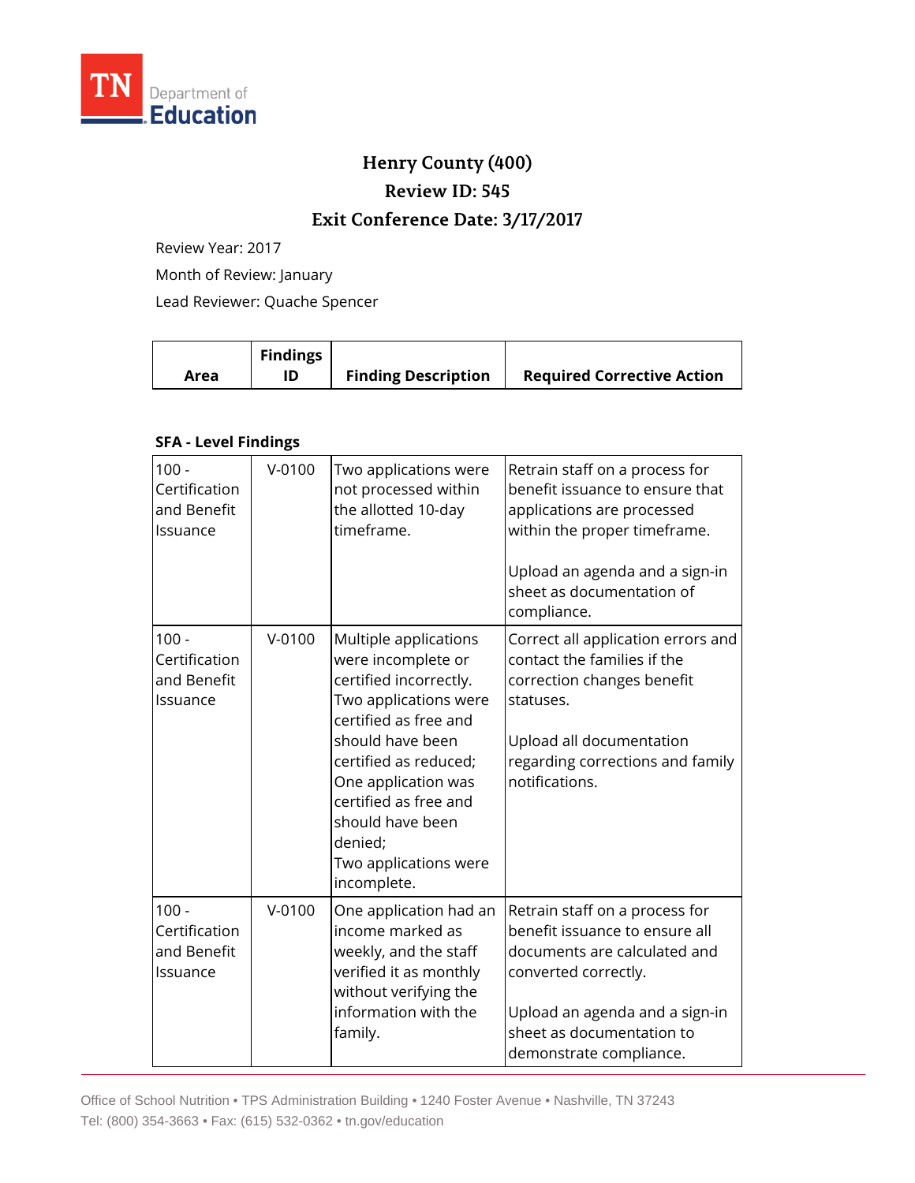# Henry County (400)

## Review ID: 545

## Exit Conference Date: 3/17/2017

Review Year: 2017

Month of Review: January

Lead Reviewer: Quache Spencer

| Area | Findings ID | Finding Description | Required Corrective Action |
|---|---|---|---|
| **SFA - Level Findings** | | | |
| 100 - Certification and Benefit Issuance | V-0100 | Two applications were not processed within the allotted 10-day timeframe. | Retrain staff on a process for benefit issuance to ensure that applications are processed within the proper timeframe.<br><br>Upload an agenda and a sign-in sheet as documentation of compliance. |
| 100 - Certification and Benefit Issuance | V-0100 | Multiple applications were incomplete or certified incorrectly.<br>Two applications were certified as free and should have been certified as reduced;<br>One application was certified as free and should have been denied;<br>Two applications were incomplete. | Correct all application errors and contact the families if the correction changes benefit statuses.<br><br>Upload all documentation regarding corrections and family notifications. |
| 100 - Certification and Benefit Issuance | V-0100 | One application had an income marked as weekly, and the staff verified it as monthly without verifying the information with the family. | Retrain staff on a process for benefit issuance to ensure all documents are calculated and converted correctly.<br><br>Upload an agenda and a sign-in sheet as documentation to demonstrate compliance. |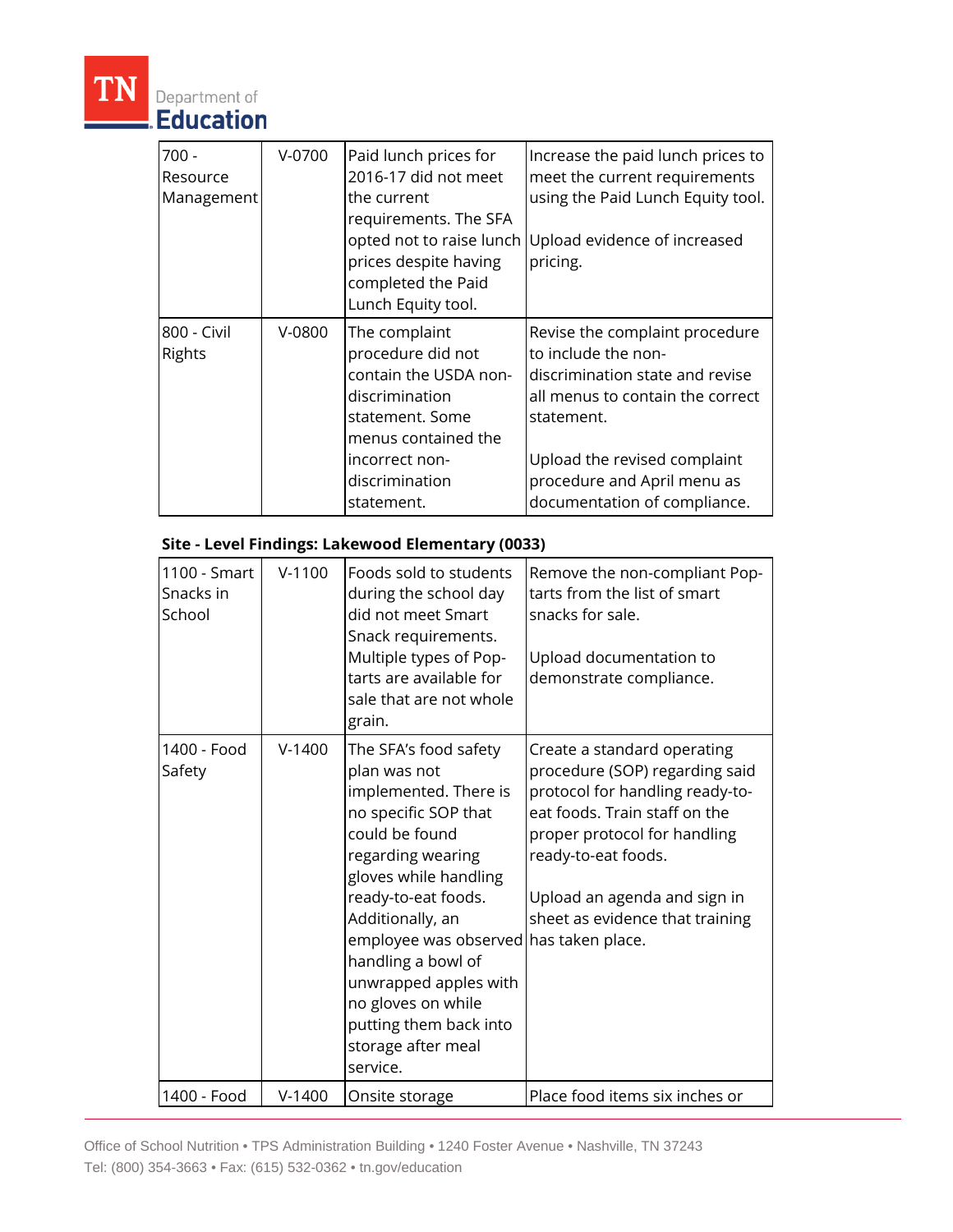| 700 - Resource Management | V-0700 | Paid lunch prices for 2016-17 did not meet the current requirements. The SFA opted not to raise lunch prices despite having completed the Paid Lunch Equity tool. | Increase the paid lunch prices to meet the current requirements using the Paid Lunch Equity tool.<br><br>Upload evidence of increased pricing. |
|---|---|---|---|
| 800 - Civil Rights | V-0800 | The complaint procedure did not contain the USDA non-discrimination statement. Some menus contained the incorrect non-discrimination statement. | Revise the complaint procedure to include the non-discrimination state and revise all menus to contain the correct statement.<br><br>Upload the revised complaint procedure and April menu as documentation of compliance. |

**Site - Level Findings: Lakewood Elementary (0033)**

| 1100 - Smart Snacks in School | V-1100 | Foods sold to students during the school day did not meet Smart Snack requirements. Multiple types of Pop-tarts are available for sale that are not whole grain. | Remove the non-compliant Pop-tarts from the list of smart snacks for sale.<br><br>Upload documentation to demonstrate compliance. |
|---|---|---|---|
| 1400 - Food Safety | V-1400 | The SFA's food safety plan was not implemented. There is no specific SOP that could be found regarding wearing gloves while handling ready-to-eat foods. Additionally, an employee was observed handling a bowl of unwrapped apples with no gloves on while putting them back into storage after meal service. | Create a standard operating procedure (SOP) regarding said protocol for handling ready-to-eat foods. Train staff on the proper protocol for handling ready-to-eat foods.<br><br>Upload an agenda and sign in sheet as evidence that training has taken place. |
| 1400 - Food | V-1400 | Onsite storage | Place food items six inches or |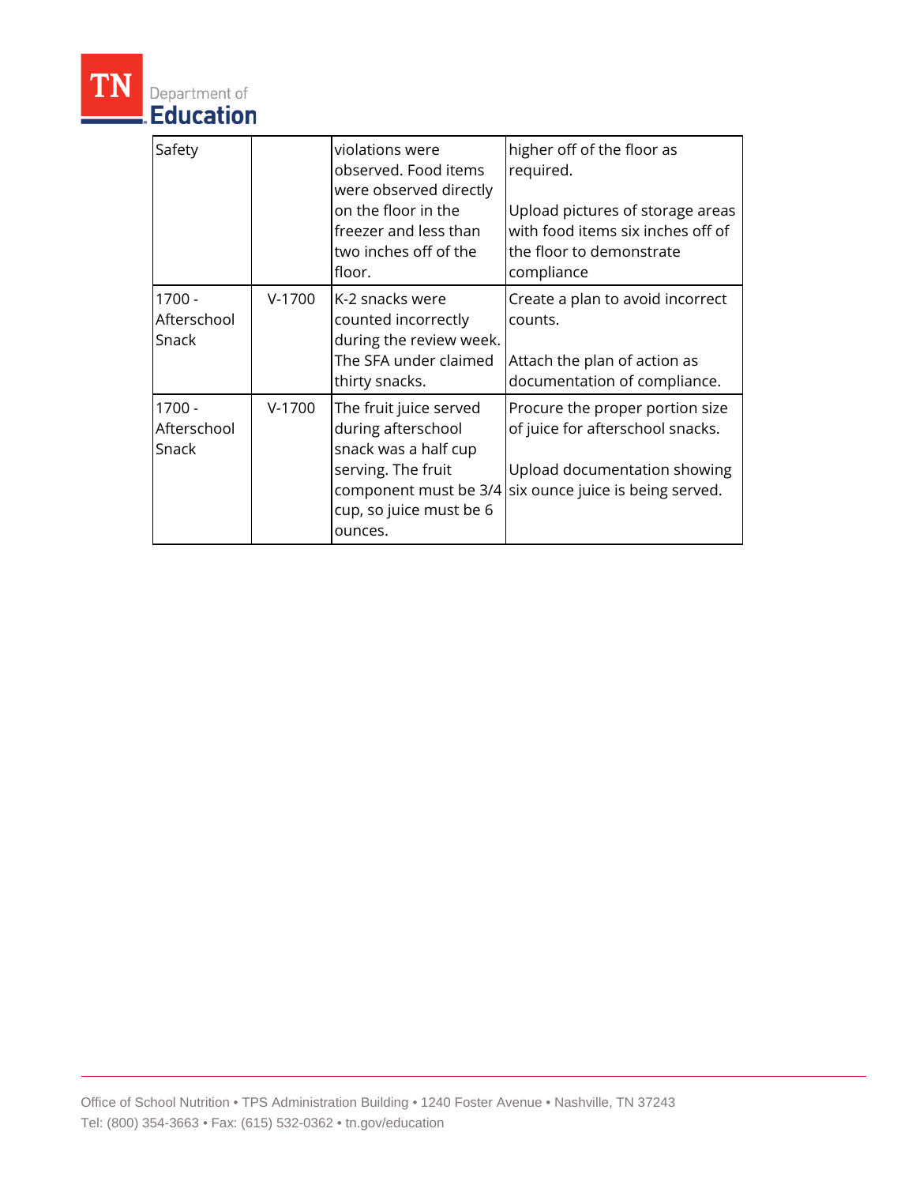| | | | |
|---|---|---|---|
| Safety | | violations were observed. Food items were observed directly on the floor in the freezer and less than two inches off of the floor. | higher off of the floor as required.<br><br>Upload pictures of storage areas with food items six inches off of the floor to demonstrate compliance |
| 1700 - Afterschool Snack | V-1700 | K-2 snacks were counted incorrectly during the review week. The SFA under claimed thirty snacks. | Create a plan to avoid incorrect counts.<br><br>Attach the plan of action as documentation of compliance. |
| 1700 - Afterschool Snack | V-1700 | The fruit juice served during afterschool snack was a half cup serving. The fruit component must be 3/4 cup, so juice must be 6 ounces. | Procure the proper portion size of juice for afterschool snacks.<br><br>Upload documentation showing six ounce juice is being served. |